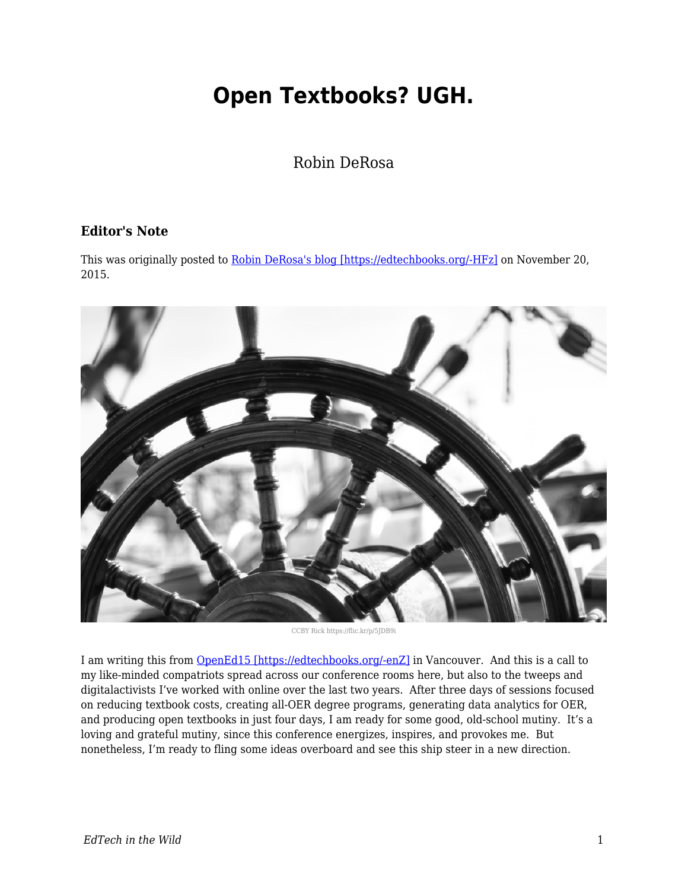# Open Textbooks? UGH.

Robin DeRosa

### Editor's Note

This was originally posted to [Robin DeRosa's blog [https://edtechbooks.org/-HFz]](https://edtechbooks.org/-HFz) on November 20, 2015.

CCBY Rick https://flic.kr/p/5JDB9i

I am writing this from [OpenEd15 [https://edtechbooks.org/-enZ]](https://edtechbooks.org/-enZ) in Vancouver. And this is a call to my like-minded compatriots spread across our conference rooms here, but also to the tweeps and digitalactivists I've worked with online over the last two years. After three days of sessions focused on reducing textbook costs, creating all-OER degree programs, generating data analytics for OER, and producing open textbooks in just four days, I am ready for some good, old-school mutiny. It's a loving and grateful mutiny, since this conference energizes, inspires, and provokes me. But nonetheless, I'm ready to fling some ideas overboard and see this ship steer in a new direction.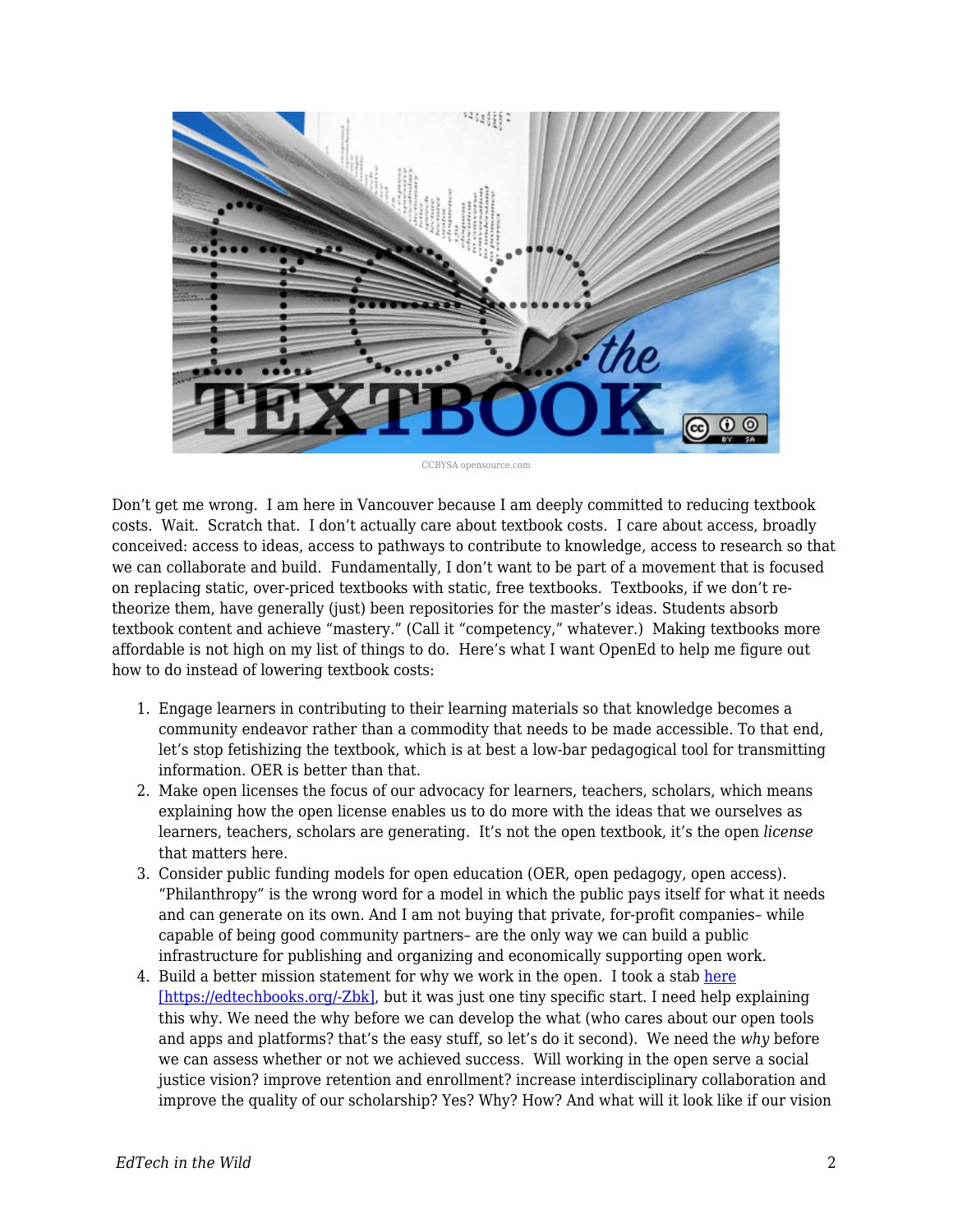CCBYSA opensource.com

Don't get me wrong. I am here in Vancouver because I am deeply committed to reducing textbook costs. Wait. Scratch that. I don't actually care about textbook costs. I care about access, broadly conceived: access to ideas, access to pathways to contribute to knowledge, access to research so that we can collaborate and build. Fundamentally, I don't want to be part of a movement that is focused on replacing static, over-priced textbooks with static, free textbooks. Textbooks, if we don't re-theorize them, have generally (just) been repositories for the master's ideas. Students absorb textbook content and achieve "mastery." (Call it "competency," whatever.) Making textbooks more affordable is not high on my list of things to do. Here's what I want OpenEd to help me figure out how to do instead of lowering textbook costs:

1. Engage learners in contributing to their learning materials so that knowledge becomes a community endeavor rather than a commodity that needs to be made accessible. To that end, let's stop fetishizing the textbook, which is at best a low-bar pedagogical tool for transmitting information. OER is better than that.
2. Make open licenses the focus of our advocacy for learners, teachers, scholars, which means explaining how the open license enables us to do more with the ideas that we ourselves as learners, teachers, scholars are generating. It's not the open textbook, it's the open *license* that matters here.
3. Consider public funding models for open education (OER, open pedagogy, open access). "Philanthropy" is the wrong word for a model in which the public pays itself for what it needs and can generate on its own. And I am not buying that private, for-profit companies– while capable of being good community partners– are the only way we can build a public infrastructure for publishing and organizing and economically supporting open work.
4. Build a better mission statement for why we work in the open. I took a stab [here [https://edtechbooks.org/-Zbk]](https://edtechbooks.org/-Zbk), but it was just one tiny specific start. I need help explaining this why. We need the why before we can develop the what (who cares about our open tools and apps and platforms? that's the easy stuff, so let's do it second). We need the *why* before we can assess whether or not we achieved success. Will working in the open serve a social justice vision? improve retention and enrollment? increase interdisciplinary collaboration and improve the quality of our scholarship? Yes? Why? How? And what will it look like if our vision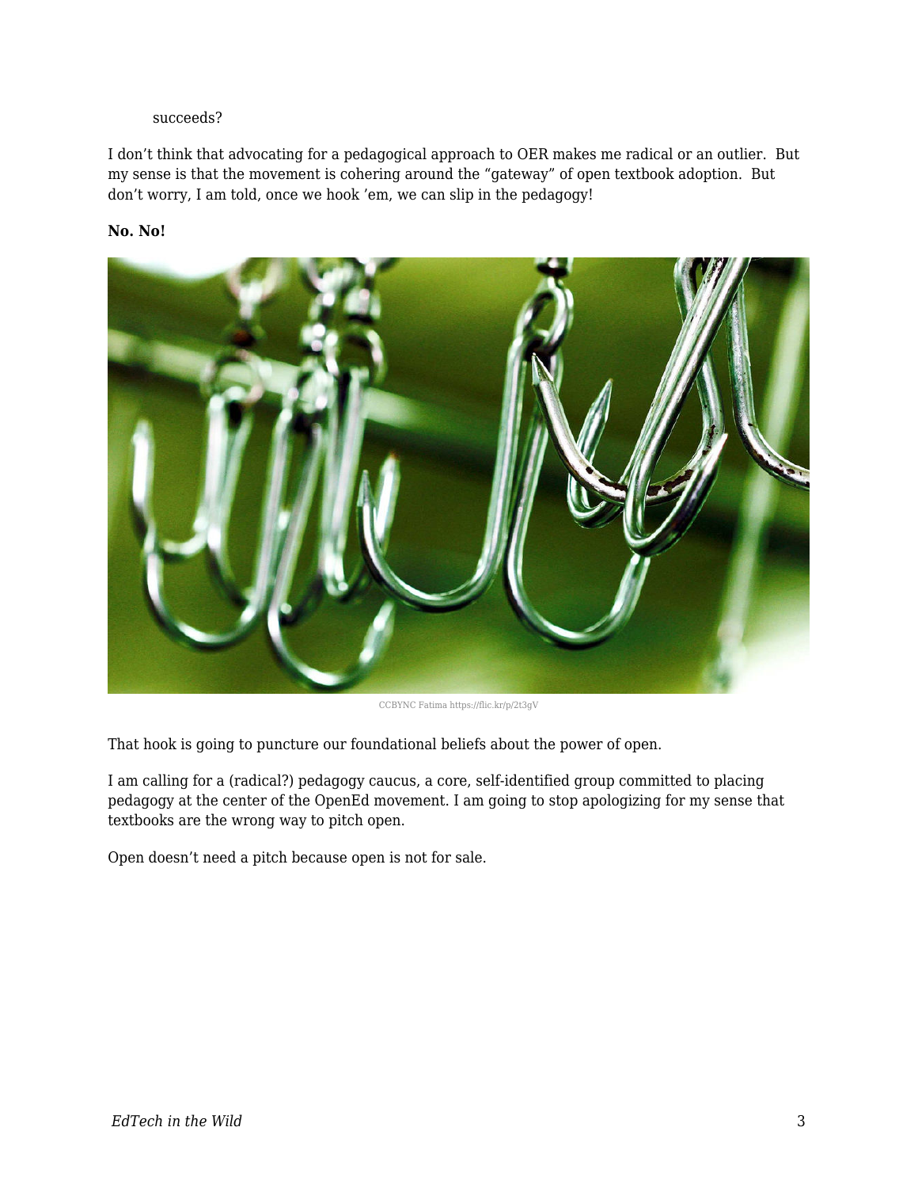succeeds?

I don't think that advocating for a pedagogical approach to OER makes me radical or an outlier. But my sense is that the movement is cohering around the "gateway" of open textbook adoption. But don't worry, I am told, once we hook 'em, we can slip in the pedagogy!

**No. No!**

CCBYNC Fatima https://flic.kr/p/2t3gV

That hook is going to puncture our foundational beliefs about the power of open.

I am calling for a (radical?) pedagogy caucus, a core, self-identified group committed to placing pedagogy at the center of the OpenEd movement. I am going to stop apologizing for my sense that textbooks are the wrong way to pitch open.

Open doesn't need a pitch because open is not for sale.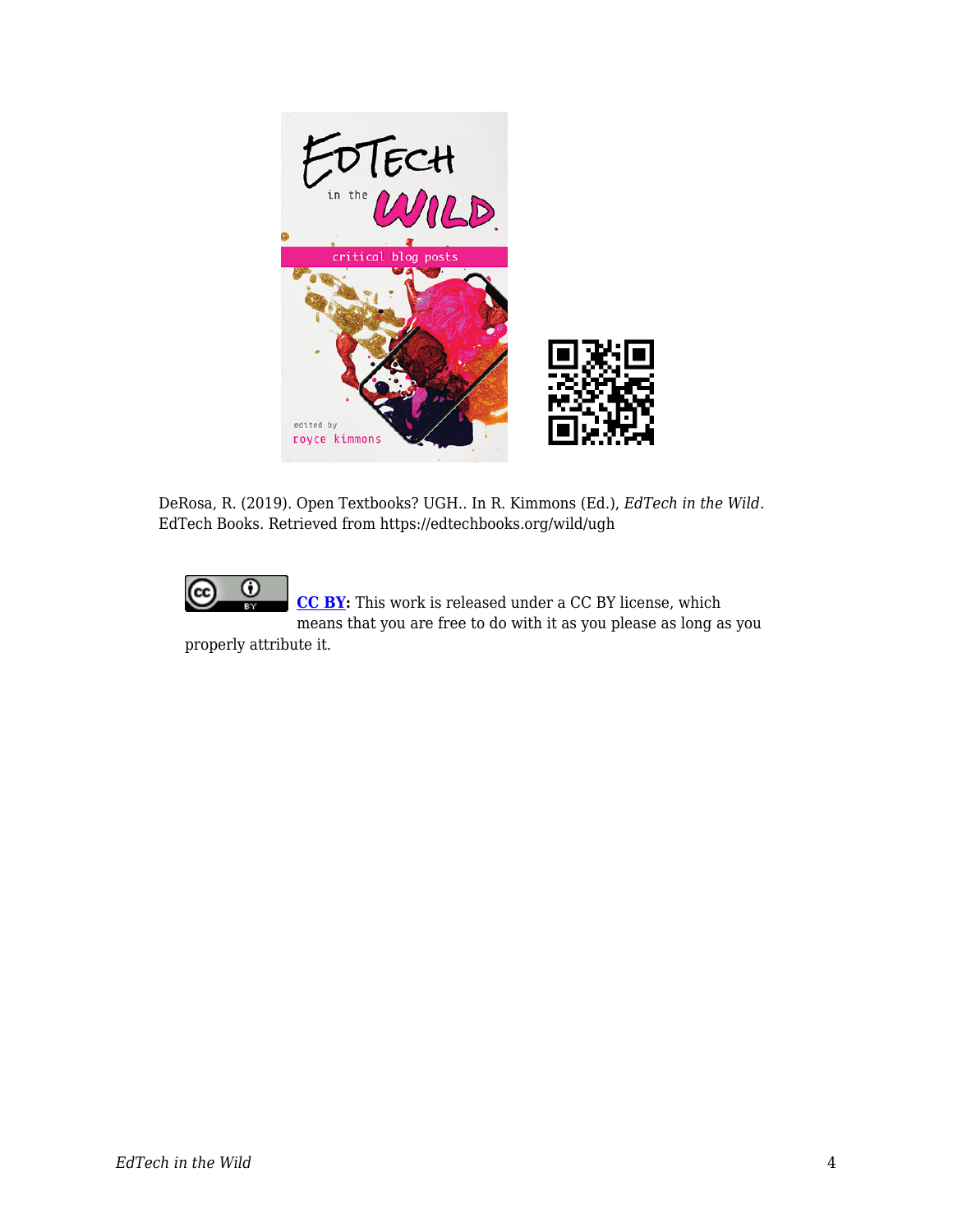DeRosa, R. (2019). Open Textbooks? UGH.. In R. Kimmons (Ed.), *EdTech in the Wild*. EdTech Books. Retrieved from https://edtechbooks.org/wild/ugh

**CC BY:** This work is released under a CC BY license, which means that you are free to do with it as you please as long as you properly attribute it.